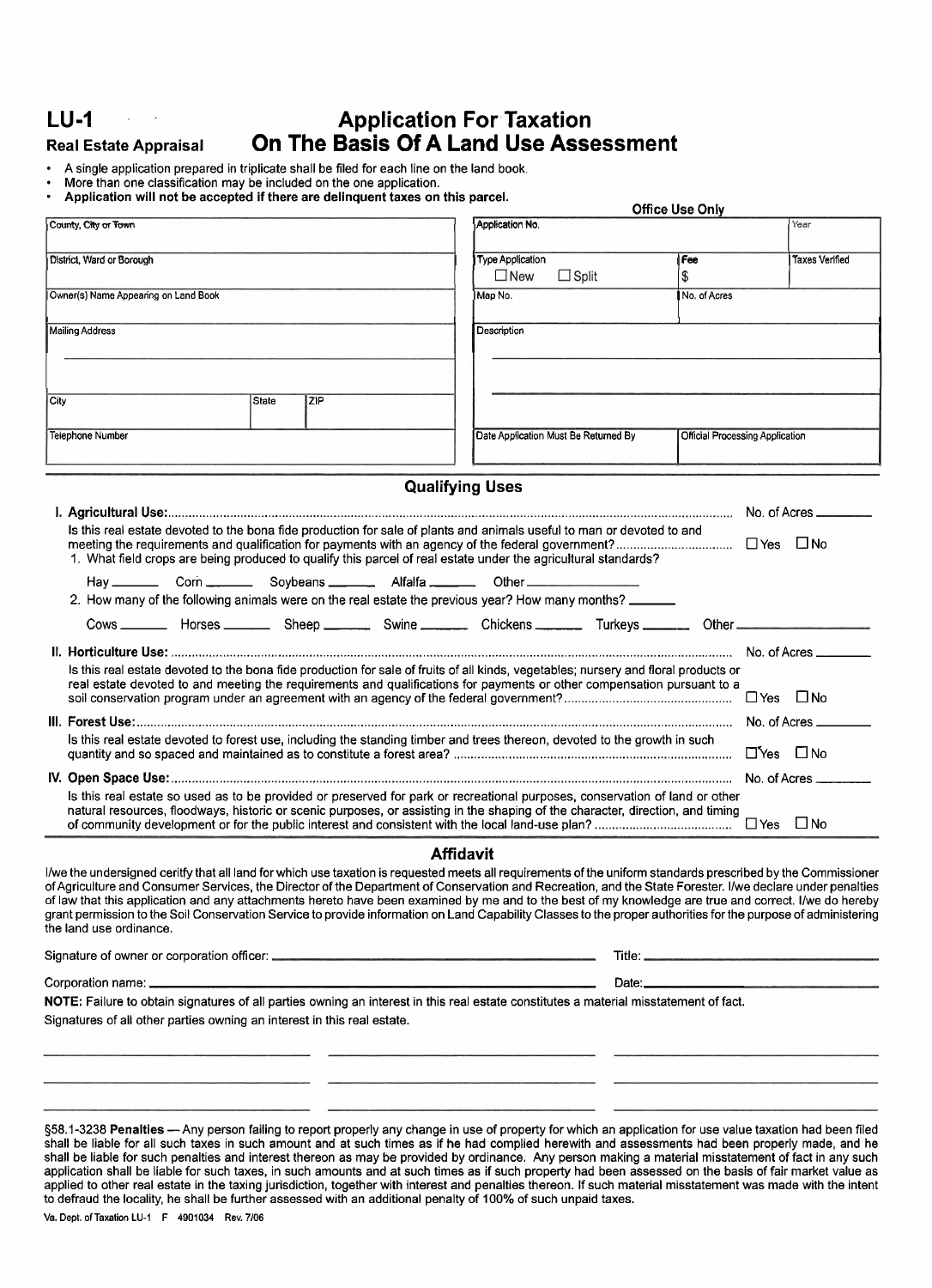# LU-1 Application For Taxation On The Basis Of A Land Use Assessment

**Real Estate Appraisal**

- A single application prepared in triplicate shall be filed for each line on the land book.
- More than one classification may be included on the one application.
- **Application will not be accepted if there are delinquent taxes on this parcel.**

| | **Office Use Only** | | |
|---|---|---|---|
| County, City or Town | Application No. | | Year |
| District, Ward or Borough | Type Application ☐ New ☐ Split | Fee $ | Taxes Verified |
| Owner(s) Name Appearing on Land Book | Map No. | No. of Acres | |
| Mailing Address | Description | | |
| City / State / ZIP | | | |
| Telephone Number | Date Application Must Be Returned By | Official Processing Application | |

## Qualifying Uses

**I. Agricultural Use:** ................................................................ No. of Acres ________

Is this real estate devoted to the bona fide production for sale of plants and animals useful to man or devoted to and meeting the requirements and qualification for payments with an agency of the federal government? ................ ☐ Yes ☐ No

1. What field crops are being produced to qualify this parcel of real estate under the agricultural standards?

   Hay ______ Corn ______ Soybeans ______ Alfalfa ______ Other ______________

2. How many of the following animals were on the real estate the previous year? How many months? ______

   Cows ______ Horses ______ Sheep ______ Swine ______ Chickens ______ Turkeys ______ Other ______________

**II. Horticulture Use:** ................................................................ No. of Acres ________

Is this real estate devoted to the bona fide production for sale of fruits of all kinds, vegetables; nursery and floral products or real estate devoted to and meeting the requirements and qualifications for payments or other compensation pursuant to a soil conservation program under an agreement with an agency of the federal government? ................ ☐ Yes ☐ No

**III. Forest Use:** ................................................................ No. of Acres ________

Is this real estate devoted to forest use, including the standing timber and trees thereon, devoted to the growth in such quantity and so spaced and maintained as to constitute a forest area? ................ ☐ Yes ☐ No

**IV. Open Space Use:** ................................................................ No. of Acres ________

Is this real estate so used as to be provided or preserved for park or recreational purposes, conservation of land or other natural resources, floodways, historic or scenic purposes, or assisting in the shaping of the character, direction, and timing of community development or for the public interest and consistent with the local land-use plan? ................ ☐ Yes ☐ No

## Affidavit

I/we the undersigned cerifty that all land for which use taxation is requested meets all requirements of the uniform standards prescribed by the Commissioner of Agriculture and Consumer Services, the Director of the Department of Conservation and Recreation, and the State Forester. I/we declare under penalties of law that this application and any attachments hereto have been examined by me and to the best of my knowledge are true and correct. I/we do hereby grant permission to the Soil Conservation Service to provide information on Land Capability Classes to the proper authorities for the purpose of administering the land use ordinance.

Signature of owner or corporation officer: ______________________ Title: ______________________

Corporation name: ______________________ Date: ______________________

**NOTE:** Failure to obtain signatures of all parties owning an interest in this real estate constitutes a material misstatement of fact.

Signatures of all other parties owning an interest in this real estate.

______________________ ______________________ ______________________

______________________ ______________________ ______________________

______________________ ______________________ ______________________

§58.1-3238 **Penalties** — Any person failing to report properly any change in use of property for which an application for use value taxation had been filed shall be liable for all such taxes in such amount and at such times as if he had complied herewith and assessments had been properly made, and he shall be liable for such penalties and interest thereon as may be provided by ordinance. Any person making a material misstatement of fact in any such application shall be liable for such taxes, in such amounts and at such times as if such property had been assessed on the basis of fair market value as applied to other real estate in the taxing jurisdiction, together with interest and penalties thereon. If such material misstatement was made with the intent to defraud the locality, he shall be further assessed with an additional penalty of 100% of such unpaid taxes.

Va. Dept. of Taxation LU-1 F 4901034 Rev. 7/06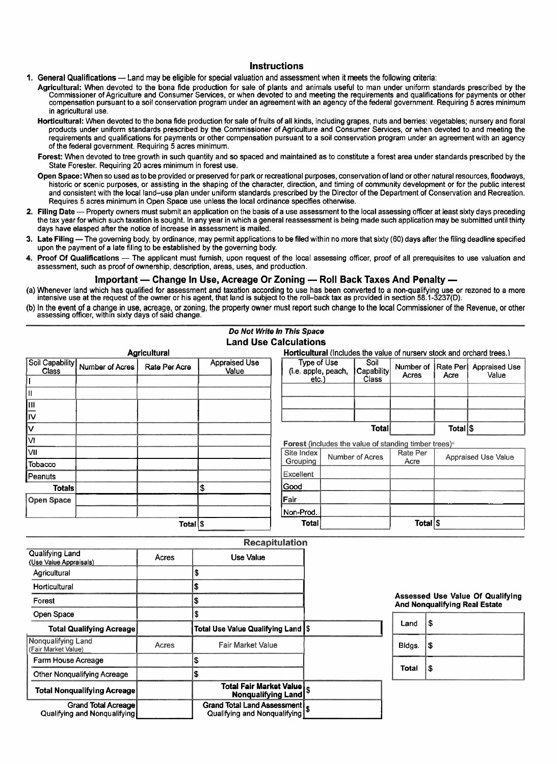## Instructions

1. **General Qualifications** — Land may be eligible for special valuation and assessment when it meets the following criteria:

   **Agricultural:** When devoted to the bona fide production for sale of plants and animals useful to man under uniform standards prescribed by the Commissioner of Agriculture and Consumer Services, or when devoted to and meeting the requirements and qualifications for payments or other compensation pursuant to a soil conservation program under an agreement with an agency of the federal government. Requiring 5 acres minimum in agricultural use.

   **Horticultural:** When devoted to the bona fide production for sale of fruits of all kinds, including grapes, nuts and berries: vegetables; nursery and floral products under uniform standards prescribed by the Commissioner of Agriculture and Consumer Services, or when devoted to and meeting the requirements and qualifications for payments or other compensation pursuant to a soil conservation program under an agreement with an agency of the federal government. Requiring 5 acres minimum.

   **Forest:** When devoted to tree growth in such quantity and so spaced and maintained as to constitute a forest area under standards prescribed by the State Forester. Requiring 20 acres minimum in forest use.

   **Open Space:** When so used as to be provided or preserved for park or recreational purposes, conservation of land or other natural resources, floodways, historic or scenic purposes, or assisting in the shaping of the character, direction, and timing of community development or for the public interest and consistent with the local land–use plan under uniform standards prescribed by the Director of the Department of Conservation and Recreation. Requires 5 acres minimum in Open Space use unless the local ordinance specifies otherwise.

2. **Filing Date** — Property owners must submit an application on the basis of a use assessment to the local assessing officer at least sixty days preceding the tax year for which such taxation is sought. In any year in which a general reassessment is being made such application may be submitted until thirty days have elapsed after the notice of increase in assessment is mailed.

3. **Late Filing** — The governing body, by ordinance, may permit applications to be filed within no more that sixty (60) days after the filing deadline specified upon the payment of a late filing to be established by the governing body.

4. **Proof Of Qualifications** — The applicant must furnish, upon request of the local assessing officer, proof of all prerequisites to use valuation and assessment, such as proof of ownership, description, areas, uses, and production.

### Important — Change In Use, Acreage Or Zoning — Roll Back Taxes And Penalty —

(a) Whenever land which has qualified for assessment and taxation according to use has been converted to a non-qualifying use or rezoned to a more intensive use at the request of the owner or his agent, that land is subject to the roll–back tax as provided in section 58.1-3237(D).

(b) In the event of a change in use, acreage, or zoning, the property owner must report such change to the local Commissioner of the Revenue, or other assessing officer, within sixty days of said change.

***Do Not Write In This Space***

## Land Use Calculations

**Agricultural**

| Soil Capability Class | Number of Acres | Rate Per Acre | Appraised Use Value |
|---|---|---|---|
| I | | | |
| II | | | |
| III | | | |
| IV | | | |
| V | | | |
| VI | | | |
| VII | | | |
| Tobacco | | | |
| Peanuts | | | |
| **Totals** | | | $ |
| **Open Space** | | | |
| | | | |
| | | **Total** | $ |

**Horticultural** (Includes the value of nursery stock and orchard trees.)

| Type of Use (I.e. apple, peach, etc.) | Soil Capability Class | Number of Acres | Rate Per Acre | Appraised Use Value |
|---|---|---|---|---|
| | | | | |
| | | | | |
| | | | | |
| | **Total** | | **Total** | $ |

**Forest** (includes the value of standing timber trees)

| Site Index Grouping | Number of Acres | Rate Per Acre | Appraised Use Value |
|---|---|---|---|
| Excellent | | | |
| Good | | | |
| Fair | | | |
| Non-Prod. | | | |
| **Total** | | **Total** | $ |

## Recapitulation

| Qualifying Land (Use Value Appraisals) | Acres | Use Value |
|---|---|---|
| Agricultural | | $ |
| Horticultural | | $ |
| Forest | | $ |
| Open Space | | $ |
| **Total Qualifying Acreage** | | **Total Use Value Qualifying Land** $ |
| **Nonqualifying Land (Fair Market Value)** | **Acres** | **Fair Market Value** |
| Farm House Acreage | | $ |
| Other Nonqualifying Acreage | | $ |
| **Total Nonqualifying Acreage** | | **Total Fair Market Value Nonqualifying Land** $ |
| **Grand Total Acreage Qualifying and Nonqualifying** | | **Grand Total Land Assessment Qualifying and Nonqualifying** $ |

**Assessed Use Value Of Qualifying And Nonqualifying Real Estate**

| | |
|---|---|
| Land | $ |
| Bldgs. | $ |
| **Total** | $ |